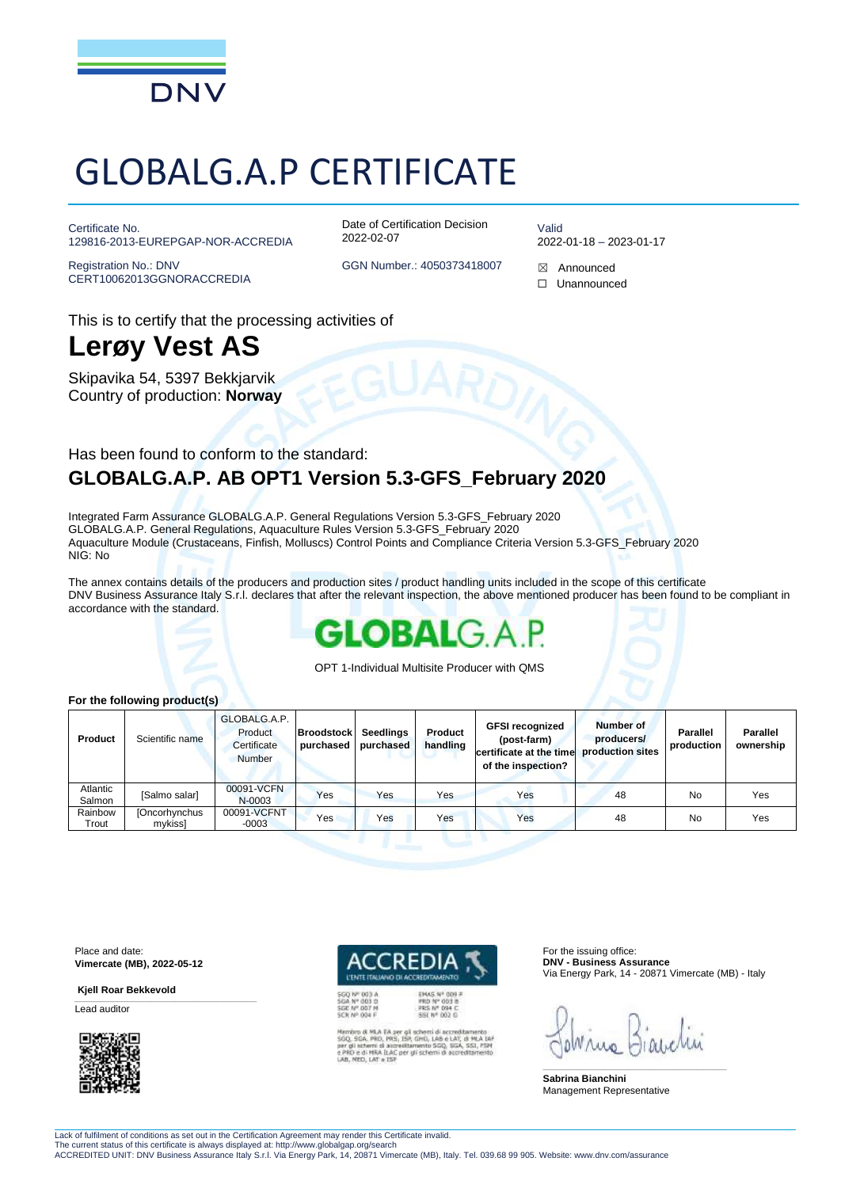# GLOBALG.A.P CERTIFICATE

Certificate No.
129816-2013-EUREPGAP-NOR-ACCREDIA

Registration No.: DNV
CERT10062013GGNORACCREDIA

Date of Certification Decision
2022-02-07

GGN Number.: 4050373418007

Valid
2022-01-18 – 2023-01-17

☒ Announced
☐ Unannounced

This is to certify that the processing activities of

## Lerøy Vest AS

Skipavika 54, 5397 Bekkjarvik
Country of production: **Norway**

Has been found to conform to the standard:

### GLOBALG.A.P. AB OPT1 Version 5.3-GFS_February 2020

Integrated Farm Assurance GLOBALG.A.P. General Regulations Version 5.3-GFS_February 2020
GLOBALG.A.P. General Regulations, Aquaculture Rules Version 5.3-GFS_February 2020
Aquaculture Module (Crustaceans, Finfish, Molluscs) Control Points and Compliance Criteria Version 5.3-GFS_February 2020
NIG: No

The annex contains details of the producers and production sites / product handling units included in the scope of this certificate
DNV Business Assurance Italy S.r.l. declares that after the relevant inspection, the above mentioned producer has been found to be compliant in accordance with the standard.

GLOBALG.A.P.

OPT 1-Individual Multisite Producer with QMS

**For the following product(s)**

| Product | Scientific name | GLOBALG.A.P. Product Certificate Number | Broodstock purchased | Seedlings purchased | Product handling | GFSI recognized (post-farm) certificate at the time of the inspection? | Number of producers/ production sites | Parallel production | Parallel ownership |
|---|---|---|---|---|---|---|---|---|---|
| Atlantic Salmon | [Salmo salar] | 00091-VCFN N-0003 | Yes | Yes | Yes | Yes | 48 | No | Yes |
| Rainbow Trout | [Oncorhynchus mykiss] | 00091-VCFNT -0003 | Yes | Yes | Yes | Yes | 48 | No | Yes |

Place and date:
**Vimercate (MB), 2022-05-12**

**Kjell Roar Bekkevold**
Lead auditor

ACCREDIA
L'ENTE ITALIANO DI ACCREDITAMENTO

SGQ N° 003 A
SGA N° 003 D
SGE N° 007 M
SCR N° 004 F

EMAS N° 009 P
PRD N° 003 B
PRS N° 094 C
SSI N° 002 G

Membro di MLA EA per gli schemi di accreditamento SGQ, SGA, PRD, PRS, ISP, GHG, LAB e LAT, di MLA IAF per gli schemi di accreditamento SGQ, SGA, SSI, FSM e PRD e di MRA ILAC per gli schemi di accreditamento LAB, MED, LAT e ISP

For the issuing office:
**DNV - Business Assurance**
Via Energy Park, 14 - 20871 Vimercate (MB) - Italy

**Sabrina Bianchini**
Management Representative

Lack of fulfilment of conditions as set out in the Certification Agreement may render this Certificate invalid.
The current status of this certificate is always displayed at: http://www.globalgap.org/search
ACCREDITED UNIT: DNV Business Assurance Italy S.r.l. Via Energy Park, 14, 20871 Vimercate (MB), Italy. Tel. 039.68 99 905. Website: www.dnv.com/assurance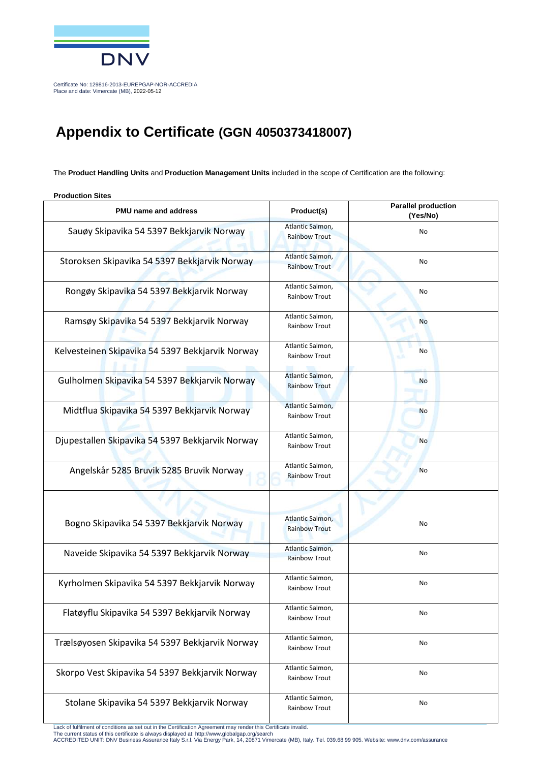Certificate No: 129816-2013-EUREPGAP-NOR-ACCREDIA
Place and date: Vimercate (MB), 2022-05-12

# Appendix to Certificate (GGN 4050373418007)

The **Product Handling Units** and **Production Management Units** included in the scope of Certification are the following:

**Production Sites**

| PMU name and address | Product(s) | Parallel production (Yes/No) |
|---|---|---|
| Sauøy Skipavika 54 5397 Bekkjarvik Norway | Atlantic Salmon, Rainbow Trout | No |
| Storoksen Skipavika 54 5397 Bekkjarvik Norway | Atlantic Salmon, Rainbow Trout | No |
| Rongøy Skipavika 54 5397 Bekkjarvik Norway | Atlantic Salmon, Rainbow Trout | No |
| Ramsøy Skipavika 54 5397 Bekkjarvik Norway | Atlantic Salmon, Rainbow Trout | No |
| Kelvesteinen Skipavika 54 5397 Bekkjarvik Norway | Atlantic Salmon, Rainbow Trout | No |
| Gulholmen Skipavika 54 5397 Bekkjarvik Norway | Atlantic Salmon, Rainbow Trout | No |
| Midtflua Skipavika 54 5397 Bekkjarvik Norway | Atlantic Salmon, Rainbow Trout | No |
| Djupestallen Skipavika 54 5397 Bekkjarvik Norway | Atlantic Salmon, Rainbow Trout | No |
| Angelskår 5285 Bruvik 5285 Bruvik Norway | Atlantic Salmon, Rainbow Trout | No |
| Bogno Skipavika 54 5397 Bekkjarvik Norway | Atlantic Salmon, Rainbow Trout | No |
| Naveide Skipavika 54 5397 Bekkjarvik Norway | Atlantic Salmon, Rainbow Trout | No |
| Kyrholmen Skipavika 54 5397 Bekkjarvik Norway | Atlantic Salmon, Rainbow Trout | No |
| Flatøyflu Skipavika 54 5397 Bekkjarvik Norway | Atlantic Salmon, Rainbow Trout | No |
| Trælsøyosen Skipavika 54 5397 Bekkjarvik Norway | Atlantic Salmon, Rainbow Trout | No |
| Skorpo Vest Skipavika 54 5397 Bekkjarvik Norway | Atlantic Salmon, Rainbow Trout | No |
| Stolane Skipavika 54 5397 Bekkjarvik Norway | Atlantic Salmon, Rainbow Trout | No |

Lack of fulfilment of conditions as set out in the Certification Agreement may render this Certificate invalid.
The current status of this certificate is always displayed at: http://www.globalgap.org/search
ACCREDITED UNIT: DNV Business Assurance Italy S.r.l. Via Energy Park, 14, 20871 Vimercate (MB), Italy. Tel. 039.68 99 905. Website: www.dnv.com/assurance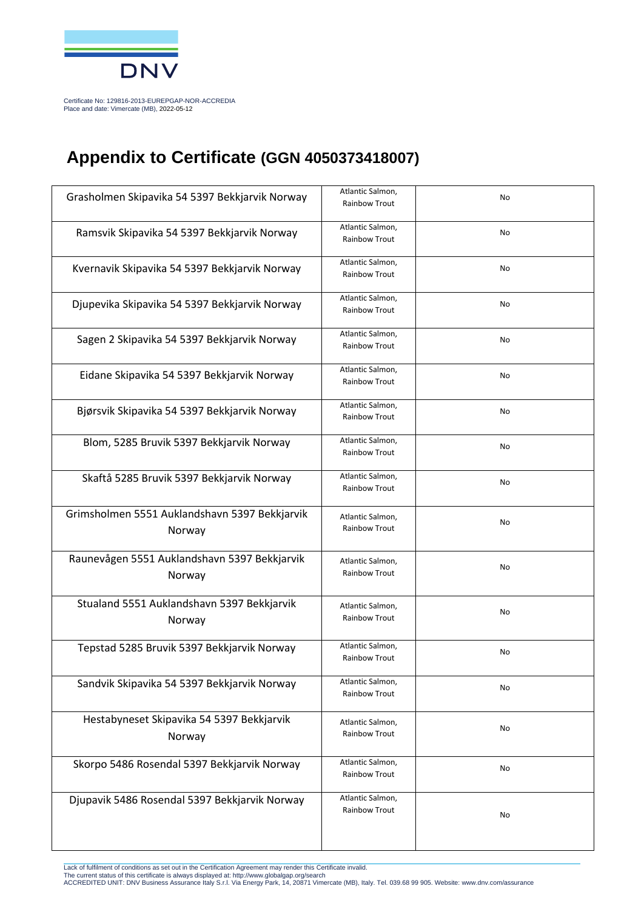Certificate No: 129816-2013-EUREPGAP-NOR-ACCREDIA
Place and date: Vimercate (MB), 2022-05-12

# Appendix to Certificate (GGN 4050373418007)

| | | |
|---|---|---|
| Grasholmen Skipavika 54 5397 Bekkjarvik Norway | Atlantic Salmon, Rainbow Trout | No |
| Ramsvik Skipavika 54 5397 Bekkjarvik Norway | Atlantic Salmon, Rainbow Trout | No |
| Kvernavik Skipavika 54 5397 Bekkjarvik Norway | Atlantic Salmon, Rainbow Trout | No |
| Djupevika Skipavika 54 5397 Bekkjarvik Norway | Atlantic Salmon, Rainbow Trout | No |
| Sagen 2 Skipavika 54 5397 Bekkjarvik Norway | Atlantic Salmon, Rainbow Trout | No |
| Eidane Skipavika 54 5397 Bekkjarvik Norway | Atlantic Salmon, Rainbow Trout | No |
| Bjørsvik Skipavika 54 5397 Bekkjarvik Norway | Atlantic Salmon, Rainbow Trout | No |
| Blom, 5285 Bruvik 5397 Bekkjarvik Norway | Atlantic Salmon, Rainbow Trout | No |
| Skaftå 5285 Bruvik 5397 Bekkjarvik Norway | Atlantic Salmon, Rainbow Trout | No |
| Grimsholmen 5551 Auklandshavn 5397 Bekkjarvik Norway | Atlantic Salmon, Rainbow Trout | No |
| Raunevågen 5551 Auklandshavn 5397 Bekkjarvik Norway | Atlantic Salmon, Rainbow Trout | No |
| Stualand 5551 Auklandshavn 5397 Bekkjarvik Norway | Atlantic Salmon, Rainbow Trout | No |
| Tepstad 5285 Bruvik 5397 Bekkjarvik Norway | Atlantic Salmon, Rainbow Trout | No |
| Sandvik Skipavika 54 5397 Bekkjarvik Norway | Atlantic Salmon, Rainbow Trout | No |
| Hestabyneset Skipavika 54 5397 Bekkjarvik Norway | Atlantic Salmon, Rainbow Trout | No |
| Skorpo 5486 Rosendal 5397 Bekkjarvik Norway | Atlantic Salmon, Rainbow Trout | No |
| Djupavik 5486 Rosendal 5397 Bekkjarvik Norway | Atlantic Salmon, Rainbow Trout | No |

Lack of fulfilment of conditions as set out in the Certification Agreement may render this Certificate invalid.
The current status of this certificate is always displayed at: http://www.globalgap.org/search
ACCREDITED UNIT: DNV Business Assurance Italy S.r.l. Via Energy Park, 14, 20871 Vimercate (MB), Italy. Tel. 039.68 99 905. Website: www.dnv.com/assurance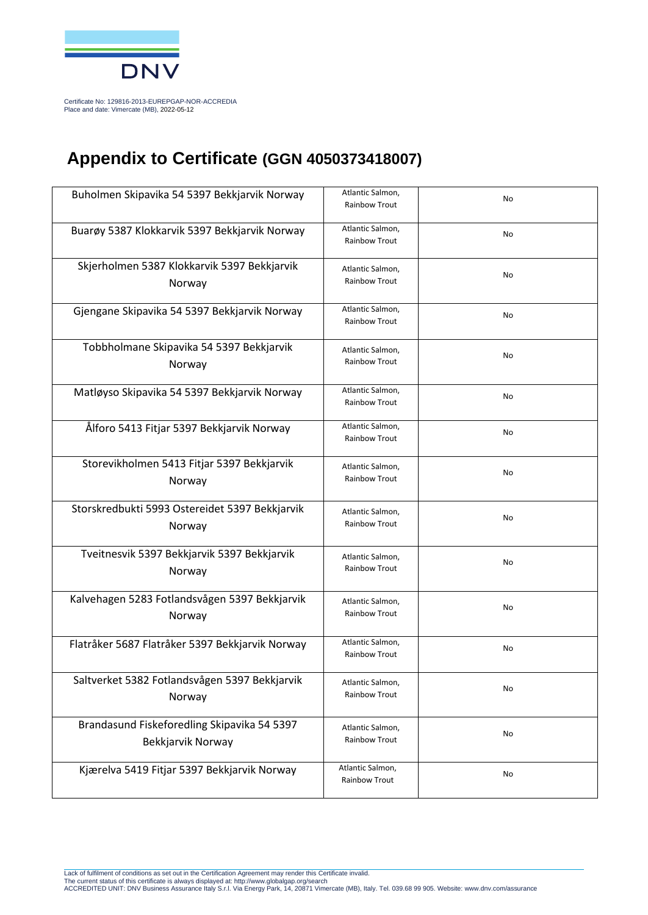Certificate No: 129816-2013-EUREPGAP-NOR-ACCREDIA
Place and date: Vimercate (MB), 2022-05-12

# Appendix to Certificate (GGN 4050373418007)

| | | |
|---|---|---|
| Buholmen Skipavika 54 5397 Bekkjarvik Norway | Atlantic Salmon, Rainbow Trout | No |
| Buarøy 5387 Klokkarvik 5397 Bekkjarvik Norway | Atlantic Salmon, Rainbow Trout | No |
| Skjerholmen 5387 Klokkarvik 5397 Bekkjarvik Norway | Atlantic Salmon, Rainbow Trout | No |
| Gjengane Skipavika 54 5397 Bekkjarvik Norway | Atlantic Salmon, Rainbow Trout | No |
| Tobbholmane Skipavika 54 5397 Bekkjarvik Norway | Atlantic Salmon, Rainbow Trout | No |
| Matløyso Skipavika 54 5397 Bekkjarvik Norway | Atlantic Salmon, Rainbow Trout | No |
| Ålforo 5413 Fitjar 5397 Bekkjarvik Norway | Atlantic Salmon, Rainbow Trout | No |
| Storevikholmen 5413 Fitjar 5397 Bekkjarvik Norway | Atlantic Salmon, Rainbow Trout | No |
| Storskredbukti 5993 Ostereidet 5397 Bekkjarvik Norway | Atlantic Salmon, Rainbow Trout | No |
| Tveitnesvik 5397 Bekkjarvik 5397 Bekkjarvik Norway | Atlantic Salmon, Rainbow Trout | No |
| Kalvehagen 5283 Fotlandsvågen 5397 Bekkjarvik Norway | Atlantic Salmon, Rainbow Trout | No |
| Flatråker 5687 Flatråker 5397 Bekkjarvik Norway | Atlantic Salmon, Rainbow Trout | No |
| Saltverket 5382 Fotlandsvågen 5397 Bekkjarvik Norway | Atlantic Salmon, Rainbow Trout | No |
| Brandasund Fiskeforedling Skipavika 54 5397 Bekkjarvik Norway | Atlantic Salmon, Rainbow Trout | No |
| Kjærelva 5419 Fitjar 5397 Bekkjarvik Norway | Atlantic Salmon, Rainbow Trout | No |

Lack of fulfilment of conditions as set out in the Certification Agreement may render this Certificate invalid.
The current status of this certificate is always displayed at: http://www.globalgap.org/search
ACCREDITED UNIT: DNV Business Assurance Italy S.r.l. Via Energy Park, 14, 20871 Vimercate (MB), Italy. Tel. 039.68 99 905. Website: www.dnv.com/assurance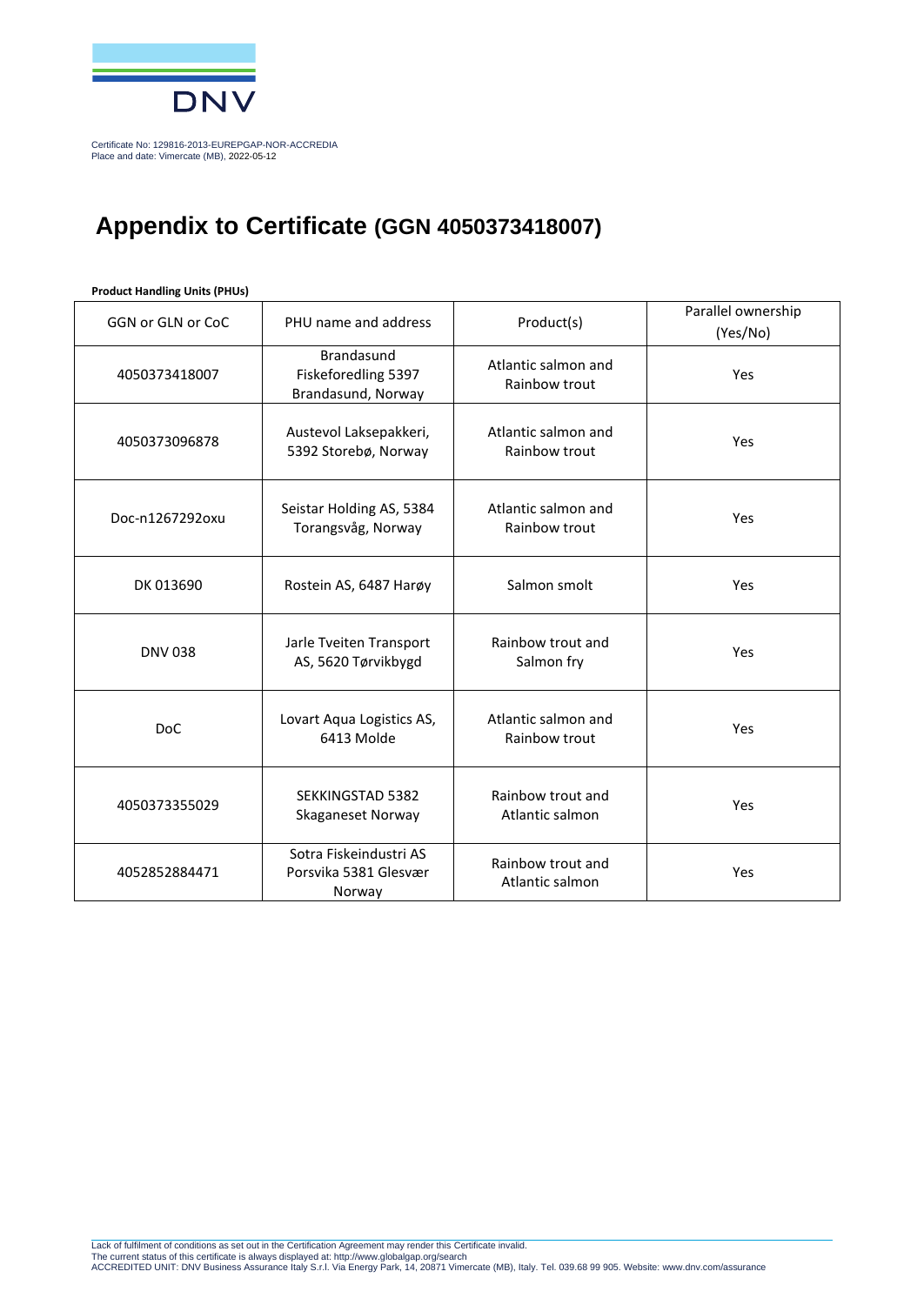Certificate No: 129816-2013-EUREPGAP-NOR-ACCREDIA
Place and date: Vimercate (MB), 2022-05-12

# Appendix to Certificate (GGN 4050373418007)

**Product Handling Units (PHUs)**

| GGN or GLN or CoC | PHU name and address | Product(s) | Parallel ownership (Yes/No) |
|---|---|---|---|
| 4050373418007 | Brandasund Fiskeforedling 5397 Brandasund, Norway | Atlantic salmon and Rainbow trout | Yes |
| 4050373096878 | Austevol Laksepakkeri, 5392 Storebø, Norway | Atlantic salmon and Rainbow trout | Yes |
| Doc-n1267292oxu | Seistar Holding AS, 5384 Torangsvåg, Norway | Atlantic salmon and Rainbow trout | Yes |
| DK 013690 | Rostein AS, 6487 Harøy | Salmon smolt | Yes |
| DNV 038 | Jarle Tveiten Transport AS, 5620 Tørvikbygd | Rainbow trout and Salmon fry | Yes |
| DoC | Lovart Aqua Logistics AS, 6413 Molde | Atlantic salmon and Rainbow trout | Yes |
| 4050373355029 | SEKKINGSTAD 5382 Skaganeset Norway | Rainbow trout and Atlantic salmon | Yes |
| 4052852884471 | Sotra Fiskeindustri AS Porsvika 5381 Glesvær Norway | Rainbow trout and Atlantic salmon | Yes |

Lack of fulfilment of conditions as set out in the Certification Agreement may render this Certificate invalid.
The current status of this certificate is always displayed at: http://www.globalgap.org/search
ACCREDITED UNIT: DNV Business Assurance Italy S.r.l. Via Energy Park, 14, 20871 Vimercate (MB), Italy. Tel. 039.68 99 905. Website: www.dnv.com/assurance